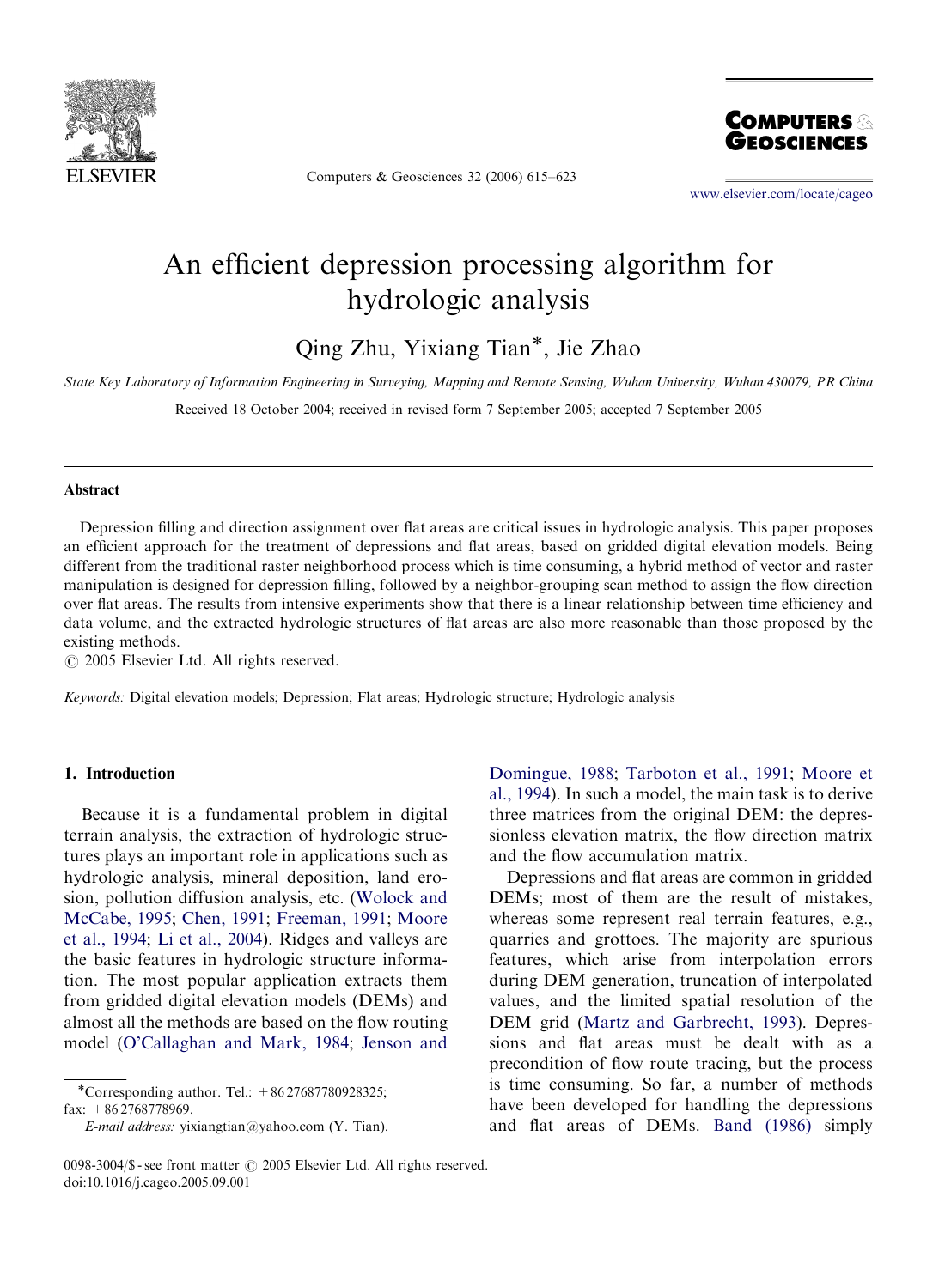# An efficient depression processing algorithm for hydrologic analysis

Qing Zhu, Yixiang Tian*, Jie Zhao

*State Key Laboratory of Information Engineering in Surveying, Mapping and Remote Sensing, Wuhan University, Wuhan 430079, PR China*

Received 18 October 2004; received in revised form 7 September 2005; accepted 7 September 2005

## Abstract

Depression filling and direction assignment over flat areas are critical issues in hydrologic analysis. This paper proposes an efficient approach for the treatment of depressions and flat areas, based on gridded digital elevation models. Being different from the traditional raster neighborhood process which is time consuming, a hybrid method of vector and raster manipulation is designed for depression filling, followed by a neighbor-grouping scan method to assign the flow direction over flat areas. The results from intensive experiments show that there is a linear relationship between time efficiency and data volume, and the extracted hydrologic structures of flat areas are also more reasonable than those proposed by the existing methods.

© 2005 Elsevier Ltd. All rights reserved.

*Keywords:* Digital elevation models; Depression; Flat areas; Hydrologic structure; Hydrologic analysis

## 1. Introduction

Because it is a fundamental problem in digital terrain analysis, the extraction of hydrologic structures plays an important role in applications such as hydrologic analysis, mineral deposition, land erosion, pollution diffusion analysis, etc. (Wolock and McCabe, 1995; Chen, 1991; Freeman, 1991; Moore et al., 1994; Li et al., 2004). Ridges and valleys are the basic features in hydrologic structure information. The most popular application extracts them from gridded digital elevation models (DEMs) and almost all the methods are based on the flow routing model (O'Callaghan and Mark, 1984; Jenson and Domingue, 1988; Tarboton et al., 1991; Moore et al., 1994). In such a model, the main task is to derive three matrices from the original DEM: the depressionless elevation matrix, the flow direction matrix and the flow accumulation matrix.

Depressions and flat areas are common in gridded DEMs; most of them are the result of mistakes, whereas some represent real terrain features, e.g., quarries and grottoes. The majority are spurious features, which arise from interpolation errors during DEM generation, truncation of interpolated values, and the limited spatial resolution of the DEM grid (Martz and Garbrecht, 1993). Depressions and flat areas must be dealt with as a precondition of flow route tracing, but the process is time consuming. So far, a number of methods have been developed for handling the depressions and flat areas of DEMs. Band (1986) simply

*Corresponding author. Tel.: +86 27687780928325; fax: +86 2768778969.

*E-mail address:* yixiangtian@yahoo.com (Y. Tian).

0098-3004/$ - see front matter © 2005 Elsevier Ltd. All rights reserved.
doi:10.1016/j.cageo.2005.09.001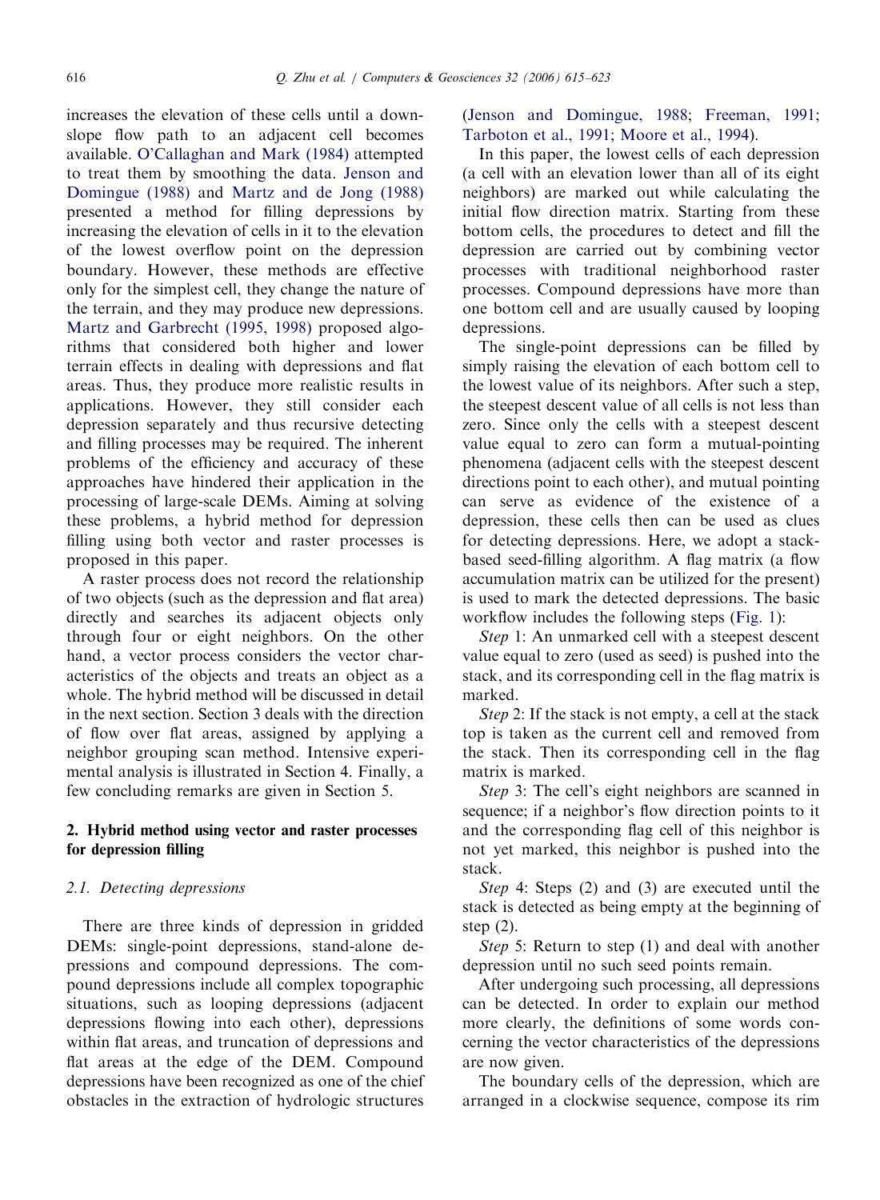increases the elevation of these cells until a downslope flow path to an adjacent cell becomes available. O'Callaghan and Mark (1984) attempted to treat them by smoothing the data. Jenson and Domingue (1988) and Martz and de Jong (1988) presented a method for filling depressions by increasing the elevation of cells in it to the elevation of the lowest overflow point on the depression boundary. However, these methods are effective only for the simplest cell, they change the nature of the terrain, and they may produce new depressions. Martz and Garbrecht (1995, 1998) proposed algorithms that considered both higher and lower terrain effects in dealing with depressions and flat areas. Thus, they produce more realistic results in applications. However, they still consider each depression separately and thus recursive detecting and filling processes may be required. The inherent problems of the efficiency and accuracy of these approaches have hindered their application in the processing of large-scale DEMs. Aiming at solving these problems, a hybrid method for depression filling using both vector and raster processes is proposed in this paper.

A raster process does not record the relationship of two objects (such as the depression and flat area) directly and searches its adjacent objects only through four or eight neighbors. On the other hand, a vector process considers the vector characteristics of the objects and treats an object as a whole. The hybrid method will be discussed in detail in the next section. Section 3 deals with the direction of flow over flat areas, assigned by applying a neighbor grouping scan method. Intensive experimental analysis is illustrated in Section 4. Finally, a few concluding remarks are given in Section 5.

## 2. Hybrid method using vector and raster processes for depression filling

### 2.1. Detecting depressions

There are three kinds of depression in gridded DEMs: single-point depressions, stand-alone depressions and compound depressions. The compound depressions include all complex topographic situations, such as looping depressions (adjacent depressions flowing into each other), depressions within flat areas, and truncation of depressions and flat areas at the edge of the DEM. Compound depressions have been recognized as one of the chief obstacles in the extraction of hydrologic structures (Jenson and Domingue, 1988; Freeman, 1991; Tarboton et al., 1991; Moore et al., 1994).

In this paper, the lowest cells of each depression (a cell with an elevation lower than all of its eight neighbors) are marked out while calculating the initial flow direction matrix. Starting from these bottom cells, the procedures to detect and fill the depression are carried out by combining vector processes with traditional neighborhood raster processes. Compound depressions have more than one bottom cell and are usually caused by looping depressions.

The single-point depressions can be filled by simply raising the elevation of each bottom cell to the lowest value of its neighbors. After such a step, the steepest descent value of all cells is not less than zero. Since only the cells with a steepest descent value equal to zero can form a mutual-pointing phenomena (adjacent cells with the steepest descent directions point to each other), and mutual pointing can serve as evidence of the existence of a depression, these cells then can be used as clues for detecting depressions. Here, we adopt a stack-based seed-filling algorithm. A flag matrix (a flow accumulation matrix can be utilized for the present) is used to mark the detected depressions. The basic workflow includes the following steps (Fig. 1):

*Step* 1: An unmarked cell with a steepest descent value equal to zero (used as seed) is pushed into the stack, and its corresponding cell in the flag matrix is marked.

*Step* 2: If the stack is not empty, a cell at the stack top is taken as the current cell and removed from the stack. Then its corresponding cell in the flag matrix is marked.

*Step* 3: The cell's eight neighbors are scanned in sequence; if a neighbor's flow direction points to it and the corresponding flag cell of this neighbor is not yet marked, this neighbor is pushed into the stack.

*Step* 4: Steps (2) and (3) are executed until the stack is detected as being empty at the beginning of step (2).

*Step* 5: Return to step (1) and deal with another depression until no such seed points remain.

After undergoing such processing, all depressions can be detected. In order to explain our method more clearly, the definitions of some words concerning the vector characteristics of the depressions are now given.

The boundary cells of the depression, which are arranged in a clockwise sequence, compose its rim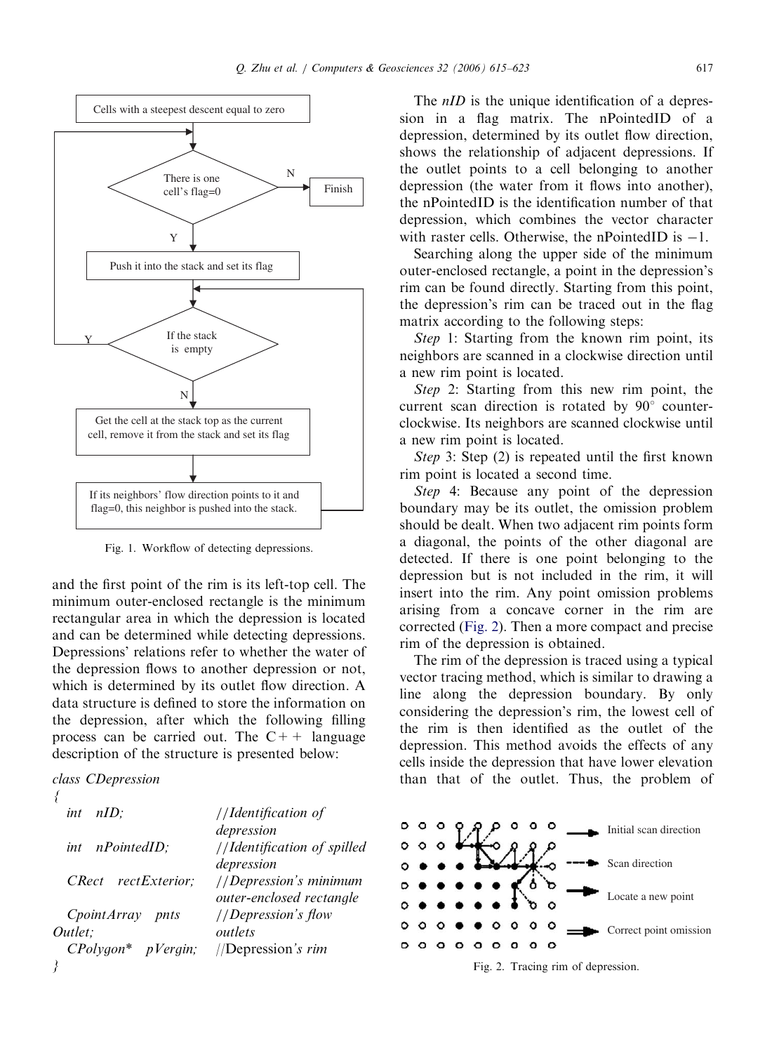Cells with a steepest descent equal to zero

There is one cell's flag=0

N

Finish

Y

Push it into the stack and set its flag

If the stack is empty

Y

N

Get the cell at the stack top as the current cell, remove it from the stack and set its flag

If its neighbors' flow direction points to it and flag=0, this neighbor is pushed into the stack.

Fig. 1. Workflow of detecting depressions.

and the first point of the rim is its left-top cell. The minimum outer-enclosed rectangle is the minimum rectangular area in which the depression is located and can be determined while detecting depressions. Depressions' relations refer to whether the water of the depression flows to another depression or not, which is determined by its outlet flow direction. A data structure is defined to store the information on the depression, after which the following filling process can be carried out. The C++ language description of the structure is presented below:

```
class CDepression
{
  int nID;                    //Identification of depression
  int nPointedID;             //Identification of spilled depression
  CRect rectExterior;         //Depression's minimum outer-enclosed rectangle
  CpointArray pnts Outlet;    //Depression's flow outlets
  CPolygon* pVergin;          //Depression's rim
}
```

The *nID* is the unique identification of a depression in a flag matrix. The nPointedID of a depression, determined by its outlet flow direction, shows the relationship of adjacent depressions. If the outlet points to a cell belonging to another depression (the water from it flows into another), the nPointedID is the identification number of that depression, which combines the vector character with raster cells. Otherwise, the nPointedID is −1.

Searching along the upper side of the minimum outer-enclosed rectangle, a point in the depression's rim can be found directly. Starting from this point, the depression's rim can be traced out in the flag matrix according to the following steps:

*Step* 1: Starting from the known rim point, its neighbors are scanned in a clockwise direction until a new rim point is located.

*Step* 2: Starting from this new rim point, the current scan direction is rotated by 90° counterclockwise. Its neighbors are scanned clockwise until a new rim point is located.

*Step* 3: Step (2) is repeated until the first known rim point is located a second time.

*Step* 4: Because any point of the depression boundary may be its outlet, the omission problem should be dealt. When two adjacent rim points form a diagonal, the points of the other diagonal are detected. If there is one point belonging to the depression but is not included in the rim, it will insert into the rim. Any point omission problems arising from a concave corner in the rim are corrected (Fig. 2). Then a more compact and precise rim of the depression is obtained.

The rim of the depression is traced using a typical vector tracing method, which is similar to drawing a line along the depression boundary. By only considering the depression's rim, the lowest cell of the rim is then identified as the outlet of the depression. This method avoids the effects of any cells inside the depression that have lower elevation than that of the outlet. Thus, the problem of

Initial scan direction

Scan direction

Locate a new point

Correct point omission

Fig. 2. Tracing rim of depression.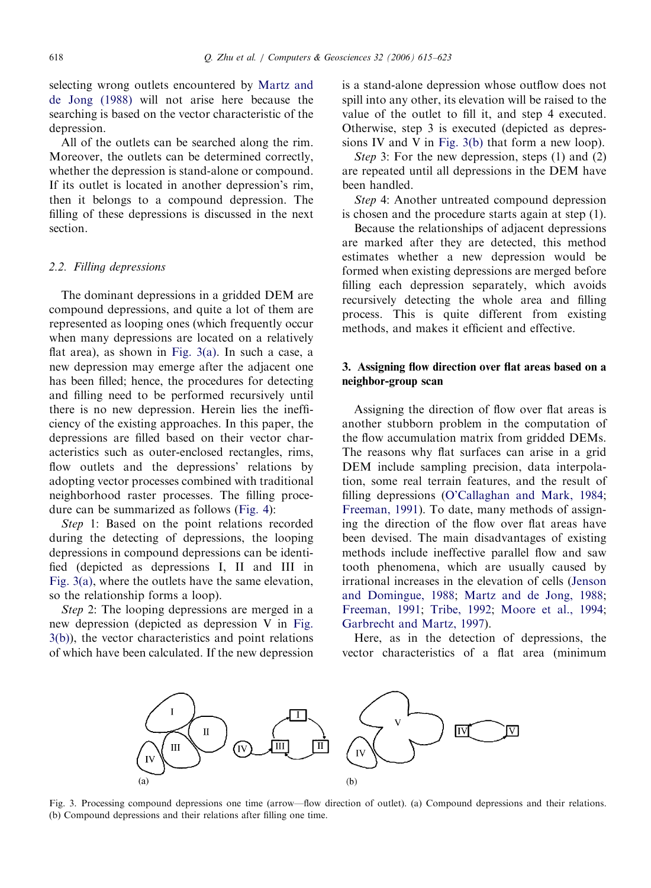selecting wrong outlets encountered by Martz and de Jong (1988) will not arise here because the searching is based on the vector characteristic of the depression.

All of the outlets can be searched along the rim. Moreover, the outlets can be determined correctly, whether the depression is stand-alone or compound. If its outlet is located in another depression's rim, then it belongs to a compound depression. The filling of these depressions is discussed in the next section.

### 2.2. Filling depressions

The dominant depressions in a gridded DEM are compound depressions, and quite a lot of them are represented as looping ones (which frequently occur when many depressions are located on a relatively flat area), as shown in Fig. 3(a). In such a case, a new depression may emerge after the adjacent one has been filled; hence, the procedures for detecting and filling need to be performed recursively until there is no new depression. Herein lies the inefficiency of the existing approaches. In this paper, the depressions are filled based on their vector characteristics such as outer-enclosed rectangles, rims, flow outlets and the depressions' relations by adopting vector processes combined with traditional neighborhood raster processes. The filling procedure can be summarized as follows (Fig. 4):

*Step* 1: Based on the point relations recorded during the detecting of depressions, the looping depressions in compound depressions can be identified (depicted as depressions I, II and III in Fig. 3(a), where the outlets have the same elevation, so the relationship forms a loop).

*Step* 2: The looping depressions are merged in a new depression (depicted as depression V in Fig. 3(b)), the vector characteristics and point relations of which have been calculated. If the new depression is a stand-alone depression whose outflow does not spill into any other, its elevation will be raised to the value of the outlet to fill it, and step 4 executed. Otherwise, step 3 is executed (depicted as depressions IV and V in Fig. 3(b) that form a new loop).

*Step* 3: For the new depression, steps (1) and (2) are repeated until all depressions in the DEM have been handled.

*Step* 4: Another untreated compound depression is chosen and the procedure starts again at step (1).

Because the relationships of adjacent depressions are marked after they are detected, this method estimates whether a new depression would be formed when existing depressions are merged before filling each depression separately, which avoids recursively detecting the whole area and filling process. This is quite different from existing methods, and makes it efficient and effective.

## 3. Assigning flow direction over flat areas based on a neighbor-group scan

Assigning the direction of flow over flat areas is another stubborn problem in the computation of the flow accumulation matrix from gridded DEMs. The reasons why flat surfaces can arise in a grid DEM include sampling precision, data interpolation, some real terrain features, and the result of filling depressions (O'Callaghan and Mark, 1984; Freeman, 1991). To date, many methods of assigning the direction of the flow over flat areas have been devised. The main disadvantages of existing methods include ineffective parallel flow and saw tooth phenomena, which are usually caused by irrational increases in the elevation of cells (Jenson and Domingue, 1988; Martz and de Jong, 1988; Freeman, 1991; Tribe, 1992; Moore et al., 1994; Garbrecht and Martz, 1997).

Here, as in the detection of depressions, the vector characteristics of a flat area (minimum

I
II
III
IV
IV
III
I
II
(a)
V
IV
IV
V
(b)

Fig. 3. Processing compound depressions one time (arrow—flow direction of outlet). (a) Compound depressions and their relations. (b) Compound depressions and their relations after filling one time.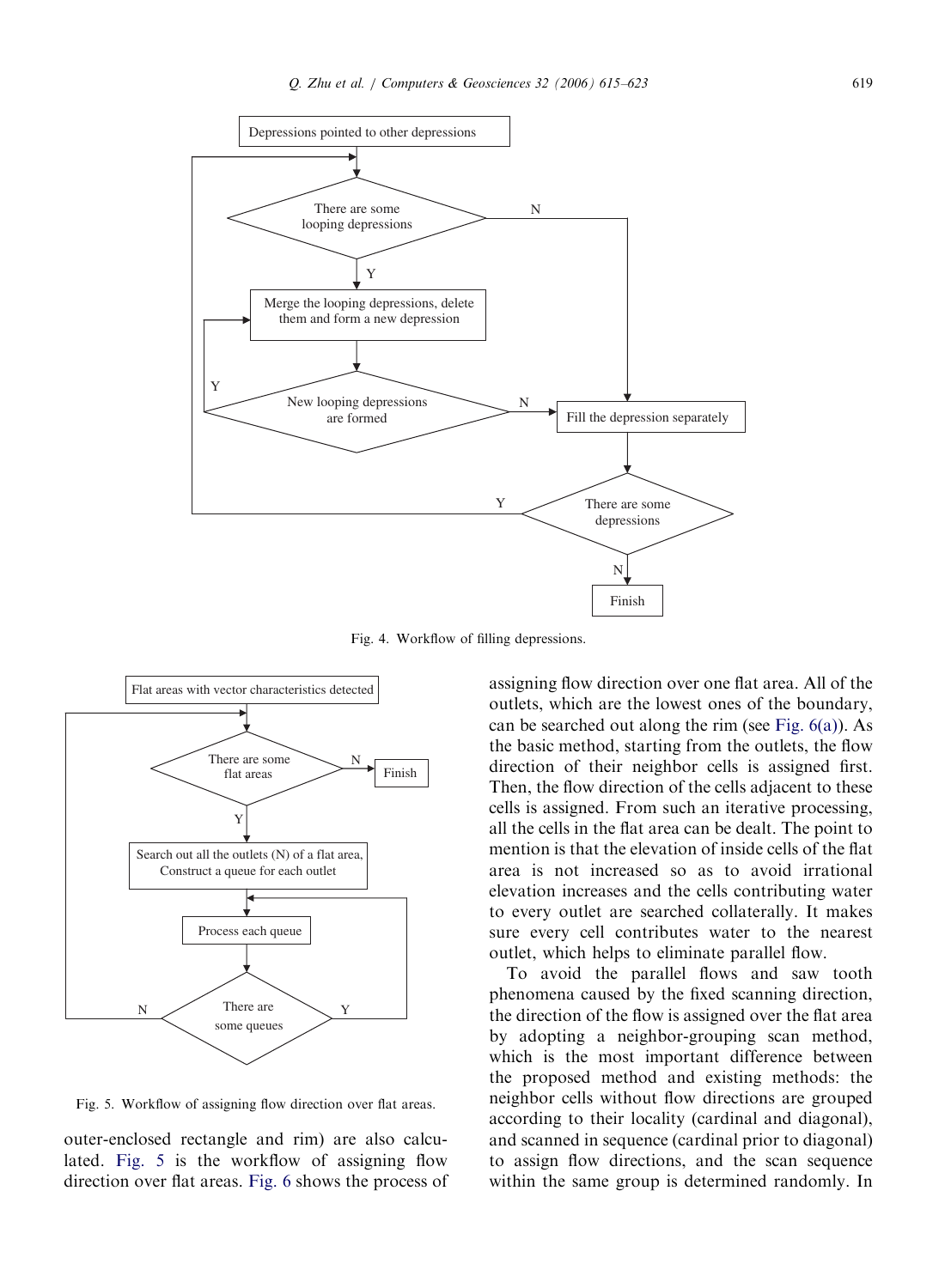Depressions pointed to other depressions

There are some looping depressions

Y

N

Merge the looping depressions, delete them and form a new depression

New looping depressions are formed

Y

N

Fill the depression separately

There are some depressions

Y

N

Finish

Fig. 4. Workflow of filling depressions.

Flat areas with vector characteristics detected

There are some flat areas

N

Finish

Y

Search out all the outlets (N) of a flat area, Construct a queue for each outlet

Process each queue

There are some queues

N

Y

Fig. 5. Workflow of assigning flow direction over flat areas.

outer-enclosed rectangle and rim) are also calculated. Fig. 5 is the workflow of assigning flow direction over flat areas. Fig. 6 shows the process of assigning flow direction over one flat area. All of the outlets, which are the lowest ones of the boundary, can be searched out along the rim (see Fig. 6(a)). As the basic method, starting from the outlets, the flow direction of their neighbor cells is assigned first. Then, the flow direction of the cells adjacent to these cells is assigned. From such an iterative processing, all the cells in the flat area can be dealt. The point to mention is that the elevation of inside cells of the flat area is not increased so as to avoid irrational elevation increases and the cells contributing water to every outlet are searched collaterally. It makes sure every cell contributes water to the nearest outlet, which helps to eliminate parallel flow.

To avoid the parallel flows and saw tooth phenomena caused by the fixed scanning direction, the direction of the flow is assigned over the flat area by adopting a neighbor-grouping scan method, which is the most important difference between the proposed method and existing methods: the neighbor cells without flow directions are grouped according to their locality (cardinal and diagonal), and scanned in sequence (cardinal prior to diagonal) to assign flow directions, and the scan sequence within the same group is determined randomly. In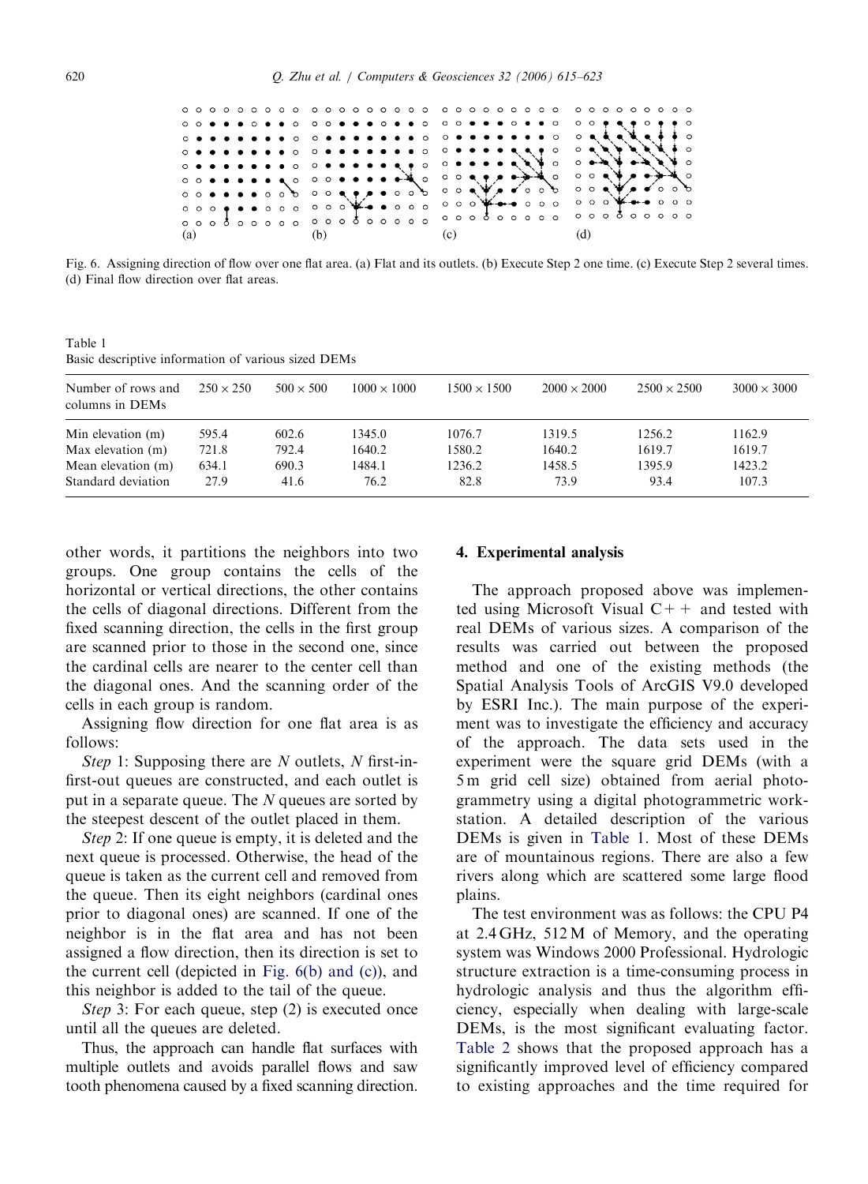Fig. 6. Assigning direction of flow over one flat area. (a) Flat and its outlets. (b) Execute Step 2 one time. (c) Execute Step 2 several times. (d) Final flow direction over flat areas.

Table 1
Basic descriptive information of various sized DEMs

| Number of rows and columns in DEMs | 250 × 250 | 500 × 500 | 1000 × 1000 | 1500 × 1500 | 2000 × 2000 | 2500 × 2500 | 3000 × 3000 |
|---|---|---|---|---|---|---|---|
| Min elevation (m) | 595.4 | 602.6 | 1345.0 | 1076.7 | 1319.5 | 1256.2 | 1162.9 |
| Max elevation (m) | 721.8 | 792.4 | 1640.2 | 1580.2 | 1640.2 | 1619.7 | 1619.7 |
| Mean elevation (m) | 634.1 | 690.3 | 1484.1 | 1236.2 | 1458.5 | 1395.9 | 1423.2 |
| Standard deviation | 27.9 | 41.6 | 76.2 | 82.8 | 73.9 | 93.4 | 107.3 |

other words, it partitions the neighbors into two groups. One group contains the cells of the horizontal or vertical directions, the other contains the cells of diagonal directions. Different from the fixed scanning direction, the cells in the first group are scanned prior to those in the second one, since the cardinal cells are nearer to the center cell than the diagonal ones. And the scanning order of the cells in each group is random.

Assigning flow direction for one flat area is as follows:

*Step* 1: Supposing there are $N$ outlets, $N$ first-in-first-out queues are constructed, and each outlet is put in a separate queue. The $N$ queues are sorted by the steepest descent of the outlet placed in them.

*Step* 2: If one queue is empty, it is deleted and the next queue is processed. Otherwise, the head of the queue is taken as the current cell and removed from the queue. Then its eight neighbors (cardinal ones prior to diagonal ones) are scanned. If one of the neighbor is in the flat area and has not been assigned a flow direction, then its direction is set to the current cell (depicted in Fig. 6(b) and (c)), and this neighbor is added to the tail of the queue.

*Step* 3: For each queue, step (2) is executed once until all the queues are deleted.

Thus, the approach can handle flat surfaces with multiple outlets and avoids parallel flows and saw tooth phenomena caused by a fixed scanning direction.

## 4. Experimental analysis

The approach proposed above was implemented using Microsoft Visual C++ and tested with real DEMs of various sizes. A comparison of the results was carried out between the proposed method and one of the existing methods (the Spatial Analysis Tools of ArcGIS V9.0 developed by ESRI Inc.). The main purpose of the experiment was to investigate the efficiency and accuracy of the approach. The data sets used in the experiment were the square grid DEMs (with a 5 m grid cell size) obtained from aerial photogrammetry using a digital photogrammetric workstation. A detailed description of the various DEMs is given in Table 1. Most of these DEMs are of mountainous regions. There are also a few rivers along which are scattered some large flood plains.

The test environment was as follows: the CPU P4 at 2.4 GHz, 512 M of Memory, and the operating system was Windows 2000 Professional. Hydrologic structure extraction is a time-consuming process in hydrologic analysis and thus the algorithm efficiency, especially when dealing with large-scale DEMs, is the most significant evaluating factor. Table 2 shows that the proposed approach has a significantly improved level of efficiency compared to existing approaches and the time required for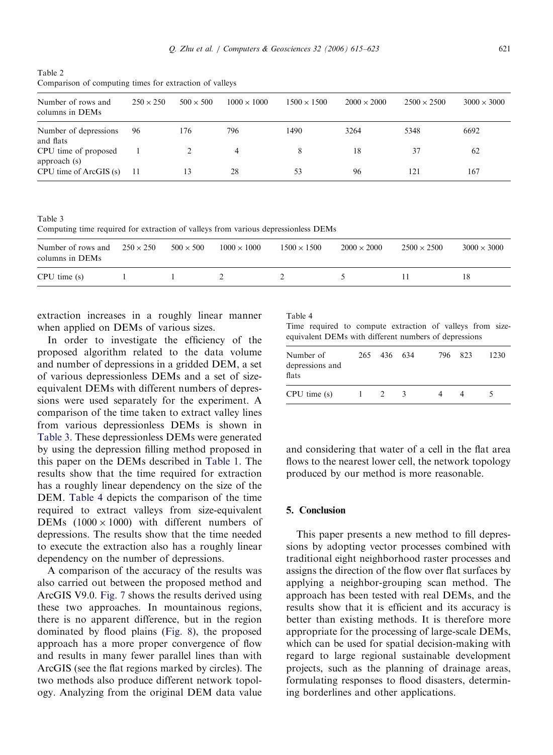Table 2
Comparison of computing times for extraction of valleys

| Number of rows and columns in DEMs | $250 \times 250$ | $500 \times 500$ | $1000 \times 1000$ | $1500 \times 1500$ | $2000 \times 2000$ | $2500 \times 2500$ | $3000 \times 3000$ |
|---|---|---|---|---|---|---|---|
| Number of depressions and flats | 96 | 176 | 796 | 1490 | 3264 | 5348 | 6692 |
| CPU time of proposed approach (s) | 1 | 2 | 4 | 8 | 18 | 37 | 62 |
| CPU time of ArcGIS (s) | 11 | 13 | 28 | 53 | 96 | 121 | 167 |

Table 3
Computing time required for extraction of valleys from various depressionless DEMs

| Number of rows and columns in DEMs | $250 \times 250$ | $500 \times 500$ | $1000 \times 1000$ | $1500 \times 1500$ | $2000 \times 2000$ | $2500 \times 2500$ | $3000 \times 3000$ |
|---|---|---|---|---|---|---|---|
| CPU time (s) | 1 | 1 | 2 | 2 | 5 | 11 | 18 |

extraction increases in a roughly linear manner when applied on DEMs of various sizes.

In order to investigate the efficiency of the proposed algorithm related to the data volume and number of depressions in a gridded DEM, a set of various depressionless DEMs and a set of size-equivalent DEMs with different numbers of depressions were used separately for the experiment. A comparison of the time taken to extract valley lines from various depressionless DEMs is shown in Table 3. These depressionless DEMs were generated by using the depression filling method proposed in this paper on the DEMs described in Table 1. The results show that the time required for extraction has a roughly linear dependency on the size of the DEM. Table 4 depicts the comparison of the time required to extract valleys from size-equivalent DEMs ($1000 \times 1000$) with different numbers of depressions. The results show that the time needed to execute the extraction also has a roughly linear dependency on the number of depressions.

A comparison of the accuracy of the results was also carried out between the proposed method and ArcGIS V9.0. Fig. 7 shows the results derived using these two approaches. In mountainous regions, there is no apparent difference, but in the region dominated by flood plains (Fig. 8), the proposed approach has a more proper convergence of flow and results in many fewer parallel lines than with ArcGIS (see the flat regions marked by circles). The two methods also produce different network topology. Analyzing from the original DEM data value and considering that water of a cell in the flat area flows to the nearest lower cell, the network topology produced by our method is more reasonable.

Table 4
Time required to compute extraction of valleys from size-equivalent DEMs with different numbers of depressions

| Number of depressions and flats | 265 | 436 | 634 | 796 | 823 | 1230 |
|---|---|---|---|---|---|---|
| CPU time (s) | 1 | 2 | 3 | 4 | 4 | 5 |

## 5. Conclusion

This paper presents a new method to fill depressions by adopting vector processes combined with traditional eight neighborhood raster processes and assigns the direction of the flow over flat surfaces by applying a neighbor-grouping scan method. The approach has been tested with real DEMs, and the results show that it is efficient and its accuracy is better than existing methods. It is therefore more appropriate for the processing of large-scale DEMs, which can be used for spatial decision-making with regard to large regional sustainable development projects, such as the planning of drainage areas, formulating responses to flood disasters, determining borderlines and other applications.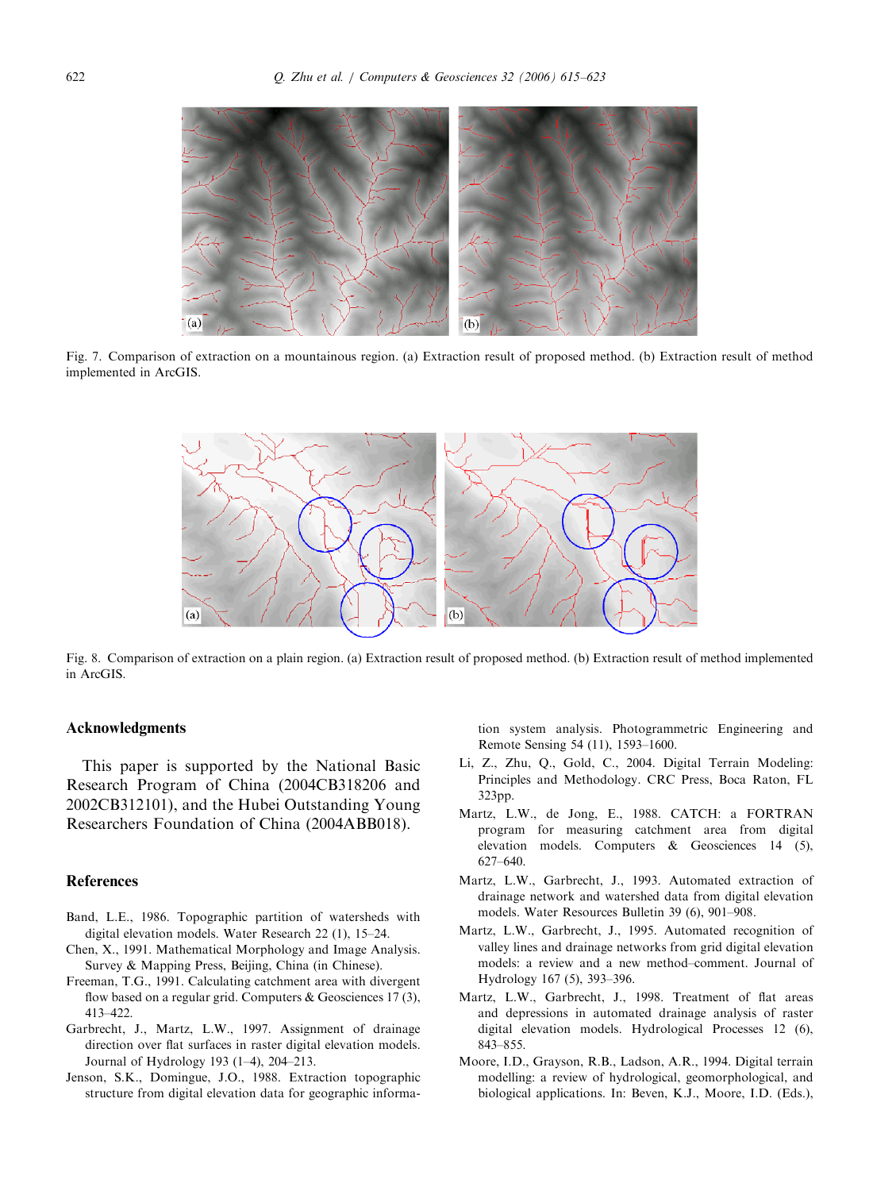(a)

(b)

Fig. 7. Comparison of extraction on a mountainous region. (a) Extraction result of proposed method. (b) Extraction result of method implemented in ArcGIS.

(a)

(b)

Fig. 8. Comparison of extraction on a plain region. (a) Extraction result of proposed method. (b) Extraction result of method implemented in ArcGIS.

## Acknowledgments

This paper is supported by the National Basic Research Program of China (2004CB318206 and 2002CB312101), and the Hubei Outstanding Young Researchers Foundation of China (2004ABB018).

## References

Band, L.E., 1986. Topographic partition of watersheds with digital elevation models. Water Research 22 (1), 15–24.

Chen, X., 1991. Mathematical Morphology and Image Analysis. Survey & Mapping Press, Beijing, China (in Chinese).

Freeman, T.G., 1991. Calculating catchment area with divergent flow based on a regular grid. Computers & Geosciences 17 (3), 413–422.

Garbrecht, J., Martz, L.W., 1997. Assignment of drainage direction over flat surfaces in raster digital elevation models. Journal of Hydrology 193 (1–4), 204–213.

Jenson, S.K., Domingue, J.O., 1988. Extraction topographic structure from digital elevation data for geographic information system analysis. Photogrammetric Engineering and Remote Sensing 54 (11), 1593–1600.

Li, Z., Zhu, Q., Gold, C., 2004. Digital Terrain Modeling: Principles and Methodology. CRC Press, Boca Raton, FL 323pp.

Martz, L.W., de Jong, E., 1988. CATCH: a FORTRAN program for measuring catchment area from digital elevation models. Computers & Geosciences 14 (5), 627–640.

Martz, L.W., Garbrecht, J., 1993. Automated extraction of drainage network and watershed data from digital elevation models. Water Resources Bulletin 39 (6), 901–908.

Martz, L.W., Garbrecht, J., 1995. Automated recognition of valley lines and drainage networks from grid digital elevation models: a review and a new method–comment. Journal of Hydrology 167 (5), 393–396.

Martz, L.W., Garbrecht, J., 1998. Treatment of flat areas and depressions in automated drainage analysis of raster digital elevation models. Hydrological Processes 12 (6), 843–855.

Moore, I.D., Grayson, R.B., Ladson, A.R., 1994. Digital terrain modelling: a review of hydrological, geomorphological, and biological applications. In: Beven, K.J., Moore, I.D. (Eds.),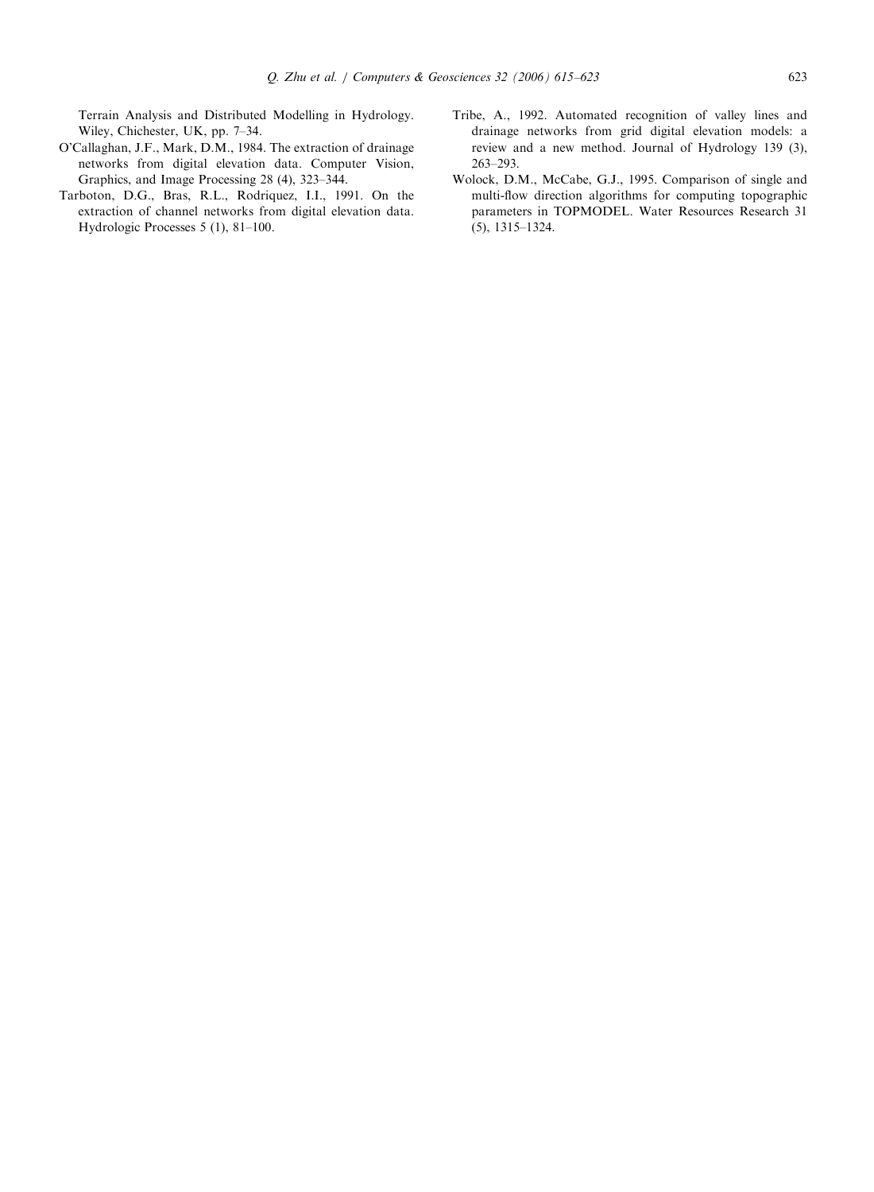Terrain Analysis and Distributed Modelling in Hydrology. Wiley, Chichester, UK, pp. 7–34.

O'Callaghan, J.F., Mark, D.M., 1984. The extraction of drainage networks from digital elevation data. Computer Vision, Graphics, and Image Processing 28 (4), 323–344.

Tarboton, D.G., Bras, R.L., Rodriquez, I.I., 1991. On the extraction of channel networks from digital elevation data. Hydrologic Processes 5 (1), 81–100.

Tribe, A., 1992. Automated recognition of valley lines and drainage networks from grid digital elevation models: a review and a new method. Journal of Hydrology 139 (3), 263–293.

Wolock, D.M., McCabe, G.J., 1995. Comparison of single and multi-flow direction algorithms for computing topographic parameters in TOPMODEL. Water Resources Research 31 (5), 1315–1324.